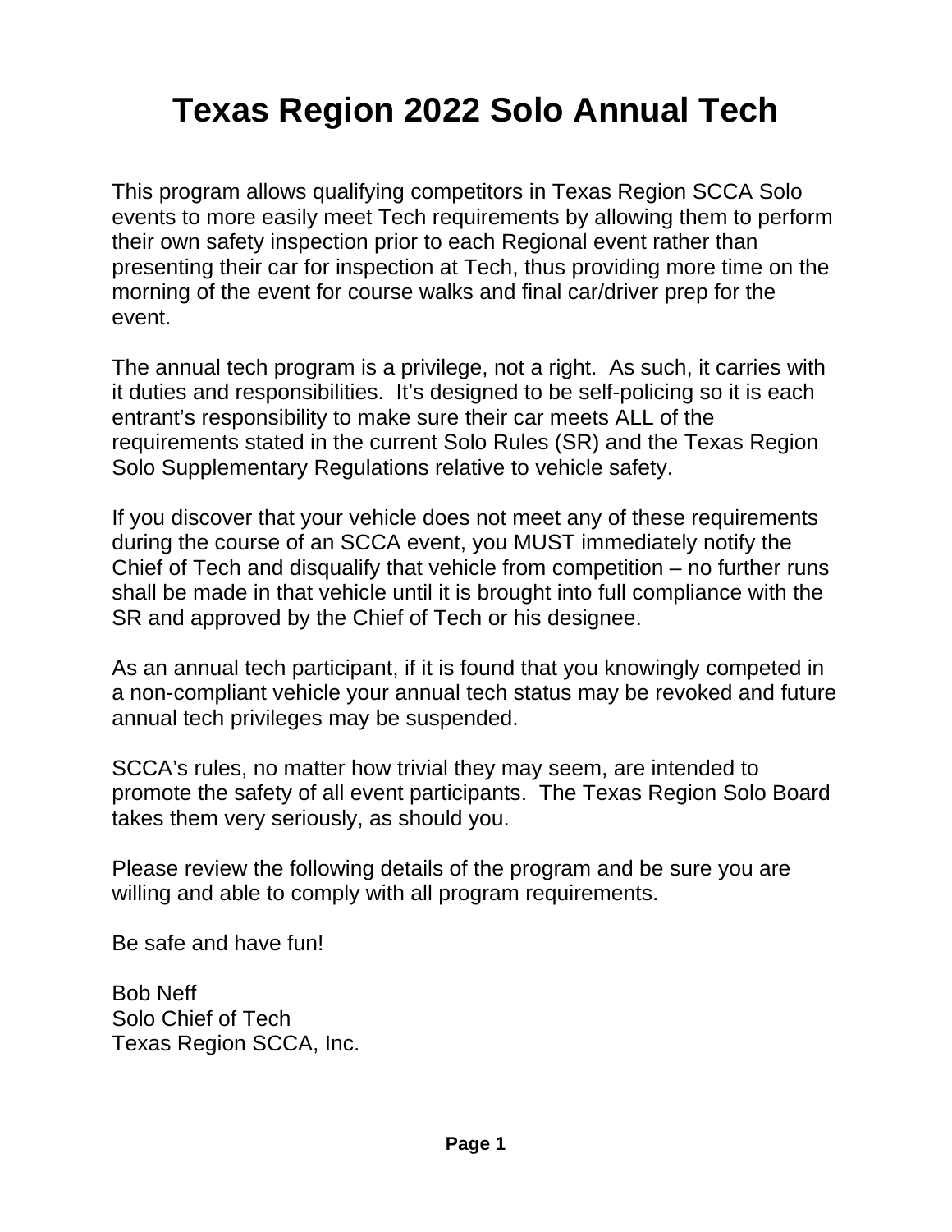# Texas Region 2022 Solo Annual Tech

This program allows qualifying competitors in Texas Region SCCA Solo events to more easily meet Tech requirements by allowing them to perform their own safety inspection prior to each Regional event rather than presenting their car for inspection at Tech, thus providing more time on the morning of the event for course walks and final car/driver prep for the event.

The annual tech program is a privilege, not a right. As such, it carries with it duties and responsibilities. It's designed to be self-policing so it is each entrant's responsibility to make sure their car meets ALL of the requirements stated in the current Solo Rules (SR) and the Texas Region Solo Supplementary Regulations relative to vehicle safety.

If you discover that your vehicle does not meet any of these requirements during the course of an SCCA event, you MUST immediately notify the Chief of Tech and disqualify that vehicle from competition – no further runs shall be made in that vehicle until it is brought into full compliance with the SR and approved by the Chief of Tech or his designee.

As an annual tech participant, if it is found that you knowingly competed in a non-compliant vehicle your annual tech status may be revoked and future annual tech privileges may be suspended.

SCCA's rules, no matter how trivial they may seem, are intended to promote the safety of all event participants. The Texas Region Solo Board takes them very seriously, as should you.

Please review the following details of the program and be sure you are willing and able to comply with all program requirements.

Be safe and have fun!

Bob Neff
Solo Chief of Tech
Texas Region SCCA, Inc.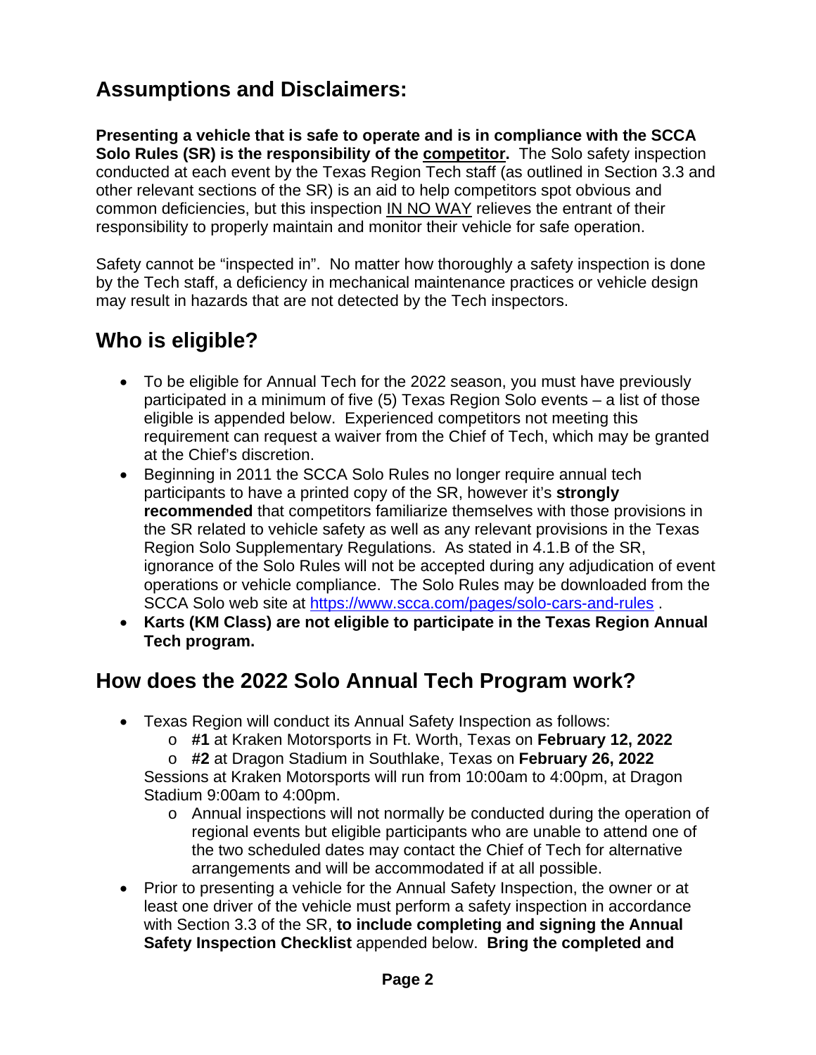## Assumptions and Disclaimers:

**Presenting a vehicle that is safe to operate and is in compliance with the SCCA Solo Rules (SR) is the responsibility of the competitor.** The Solo safety inspection conducted at each event by the Texas Region Tech staff (as outlined in Section 3.3 and other relevant sections of the SR) is an aid to help competitors spot obvious and common deficiencies, but this inspection IN NO WAY relieves the entrant of their responsibility to properly maintain and monitor their vehicle for safe operation.

Safety cannot be "inspected in". No matter how thoroughly a safety inspection is done by the Tech staff, a deficiency in mechanical maintenance practices or vehicle design may result in hazards that are not detected by the Tech inspectors.

## Who is eligible?

- To be eligible for Annual Tech for the 2022 season, you must have previously participated in a minimum of five (5) Texas Region Solo events – a list of those eligible is appended below. Experienced competitors not meeting this requirement can request a waiver from the Chief of Tech, which may be granted at the Chief's discretion.
- Beginning in 2011 the SCCA Solo Rules no longer require annual tech participants to have a printed copy of the SR, however it's **strongly recommended** that competitors familiarize themselves with those provisions in the SR related to vehicle safety as well as any relevant provisions in the Texas Region Solo Supplementary Regulations. As stated in 4.1.B of the SR, ignorance of the Solo Rules will not be accepted during any adjudication of event operations or vehicle compliance. The Solo Rules may be downloaded from the SCCA Solo web site at https://www.scca.com/pages/solo-cars-and-rules .
- **Karts (KM Class) are not eligible to participate in the Texas Region Annual Tech program.**

## How does the 2022 Solo Annual Tech Program work?

- Texas Region will conduct its Annual Safety Inspection as follows:
  - **#1** at Kraken Motorsports in Ft. Worth, Texas on **February 12, 2022**
  - **#2** at Dragon Stadium in Southlake, Texas on **February 26, 2022**

  Sessions at Kraken Motorsports will run from 10:00am to 4:00pm, at Dragon Stadium 9:00am to 4:00pm.
  - Annual inspections will not normally be conducted during the operation of regional events but eligible participants who are unable to attend one of the two scheduled dates may contact the Chief of Tech for alternative arrangements and will be accommodated if at all possible.
- Prior to presenting a vehicle for the Annual Safety Inspection, the owner or at least one driver of the vehicle must perform a safety inspection in accordance with Section 3.3 of the SR, **to include completing and signing the Annual Safety Inspection Checklist** appended below. **Bring the completed and**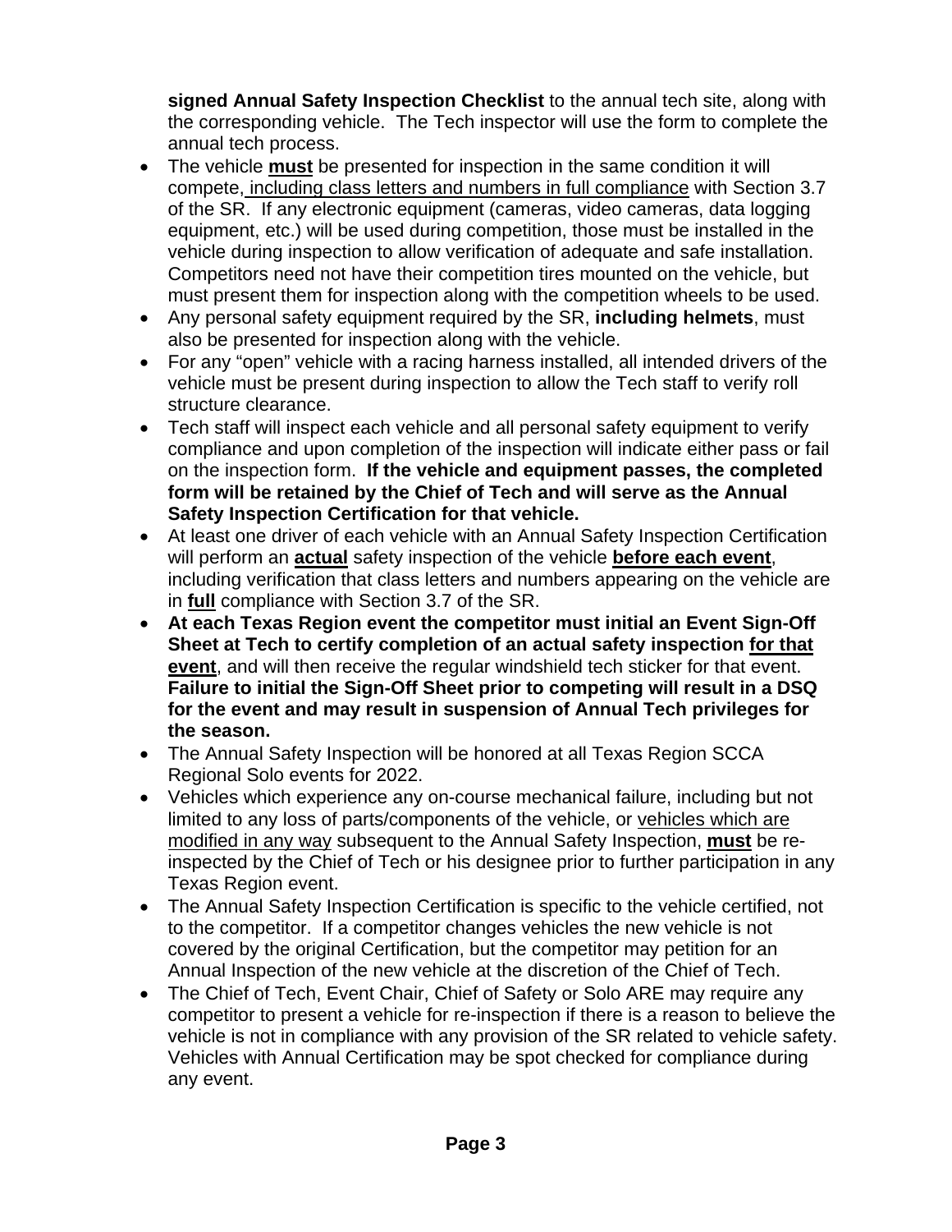**signed Annual Safety Inspection Checklist** to the annual tech site, along with the corresponding vehicle. The Tech inspector will use the form to complete the annual tech process.

- The vehicle **must** be presented for inspection in the same condition it will compete, including class letters and numbers in full compliance with Section 3.7 of the SR. If any electronic equipment (cameras, video cameras, data logging equipment, etc.) will be used during competition, those must be installed in the vehicle during inspection to allow verification of adequate and safe installation. Competitors need not have their competition tires mounted on the vehicle, but must present them for inspection along with the competition wheels to be used.
- Any personal safety equipment required by the SR, **including helmets**, must also be presented for inspection along with the vehicle.
- For any "open" vehicle with a racing harness installed, all intended drivers of the vehicle must be present during inspection to allow the Tech staff to verify roll structure clearance.
- Tech staff will inspect each vehicle and all personal safety equipment to verify compliance and upon completion of the inspection will indicate either pass or fail on the inspection form. **If the vehicle and equipment passes, the completed form will be retained by the Chief of Tech and will serve as the Annual Safety Inspection Certification for that vehicle.**
- At least one driver of each vehicle with an Annual Safety Inspection Certification will perform an **actual** safety inspection of the vehicle **before each event**, including verification that class letters and numbers appearing on the vehicle are in **full** compliance with Section 3.7 of the SR.
- **At each Texas Region event the competitor must initial an Event Sign-Off Sheet at Tech to certify completion of an actual safety inspection for that event**, and will then receive the regular windshield tech sticker for that event. **Failure to initial the Sign-Off Sheet prior to competing will result in a DSQ for the event and may result in suspension of Annual Tech privileges for the season.**
- The Annual Safety Inspection will be honored at all Texas Region SCCA Regional Solo events for 2022.
- Vehicles which experience any on-course mechanical failure, including but not limited to any loss of parts/components of the vehicle, or vehicles which are modified in any way subsequent to the Annual Safety Inspection, **must** be re-inspected by the Chief of Tech or his designee prior to further participation in any Texas Region event.
- The Annual Safety Inspection Certification is specific to the vehicle certified, not to the competitor. If a competitor changes vehicles the new vehicle is not covered by the original Certification, but the competitor may petition for an Annual Inspection of the new vehicle at the discretion of the Chief of Tech.
- The Chief of Tech, Event Chair, Chief of Safety or Solo ARE may require any competitor to present a vehicle for re-inspection if there is a reason to believe the vehicle is not in compliance with any provision of the SR related to vehicle safety. Vehicles with Annual Certification may be spot checked for compliance during any event.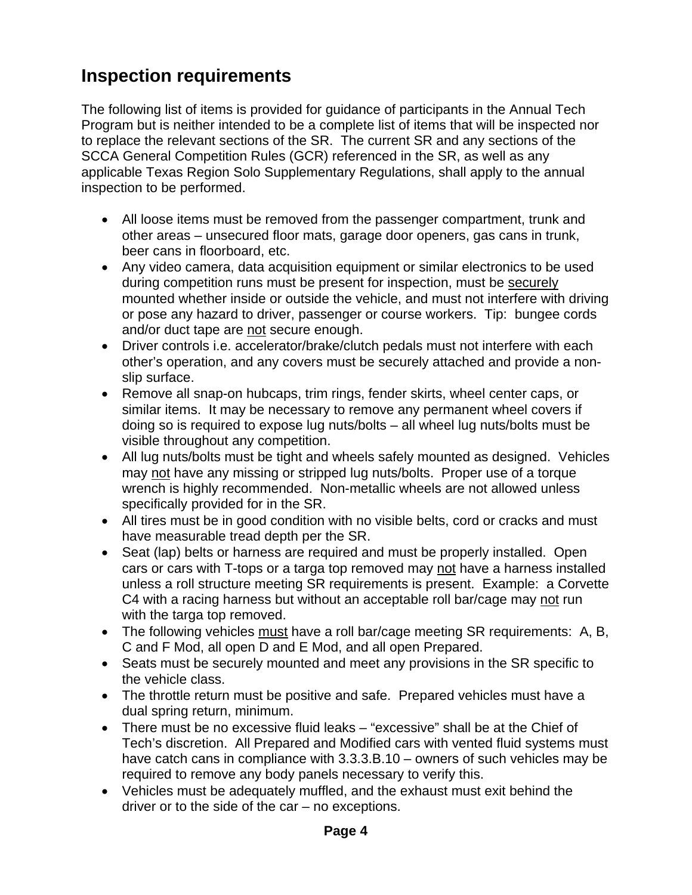## Inspection requirements

The following list of items is provided for guidance of participants in the Annual Tech Program but is neither intended to be a complete list of items that will be inspected nor to replace the relevant sections of the SR. The current SR and any sections of the SCCA General Competition Rules (GCR) referenced in the SR, as well as any applicable Texas Region Solo Supplementary Regulations, shall apply to the annual inspection to be performed.

- All loose items must be removed from the passenger compartment, trunk and other areas – unsecured floor mats, garage door openers, gas cans in trunk, beer cans in floorboard, etc.
- Any video camera, data acquisition equipment or similar electronics to be used during competition runs must be present for inspection, must be <u>securely</u> mounted whether inside or outside the vehicle, and must not interfere with driving or pose any hazard to driver, passenger or course workers. Tip: bungee cords and/or duct tape are <u>not</u> secure enough.
- Driver controls i.e. accelerator/brake/clutch pedals must not interfere with each other's operation, and any covers must be securely attached and provide a non-slip surface.
- Remove all snap-on hubcaps, trim rings, fender skirts, wheel center caps, or similar items. It may be necessary to remove any permanent wheel covers if doing so is required to expose lug nuts/bolts – all wheel lug nuts/bolts must be visible throughout any competition.
- All lug nuts/bolts must be tight and wheels safely mounted as designed. Vehicles may <u>not</u> have any missing or stripped lug nuts/bolts. Proper use of a torque wrench is highly recommended. Non-metallic wheels are not allowed unless specifically provided for in the SR.
- All tires must be in good condition with no visible belts, cord or cracks and must have measurable tread depth per the SR.
- Seat (lap) belts or harness are required and must be properly installed. Open cars or cars with T-tops or a targa top removed may <u>not</u> have a harness installed unless a roll structure meeting SR requirements is present. Example: a Corvette C4 with a racing harness but without an acceptable roll bar/cage may <u>not</u> run with the targa top removed.
- The following vehicles <u>must</u> have a roll bar/cage meeting SR requirements: A, B, C and F Mod, all open D and E Mod, and all open Prepared.
- Seats must be securely mounted and meet any provisions in the SR specific to the vehicle class.
- The throttle return must be positive and safe. Prepared vehicles must have a dual spring return, minimum.
- There must be no excessive fluid leaks – "excessive" shall be at the Chief of Tech's discretion. All Prepared and Modified cars with vented fluid systems must have catch cans in compliance with 3.3.3.B.10 – owners of such vehicles may be required to remove any body panels necessary to verify this.
- Vehicles must be adequately muffled, and the exhaust must exit behind the driver or to the side of the car – no exceptions.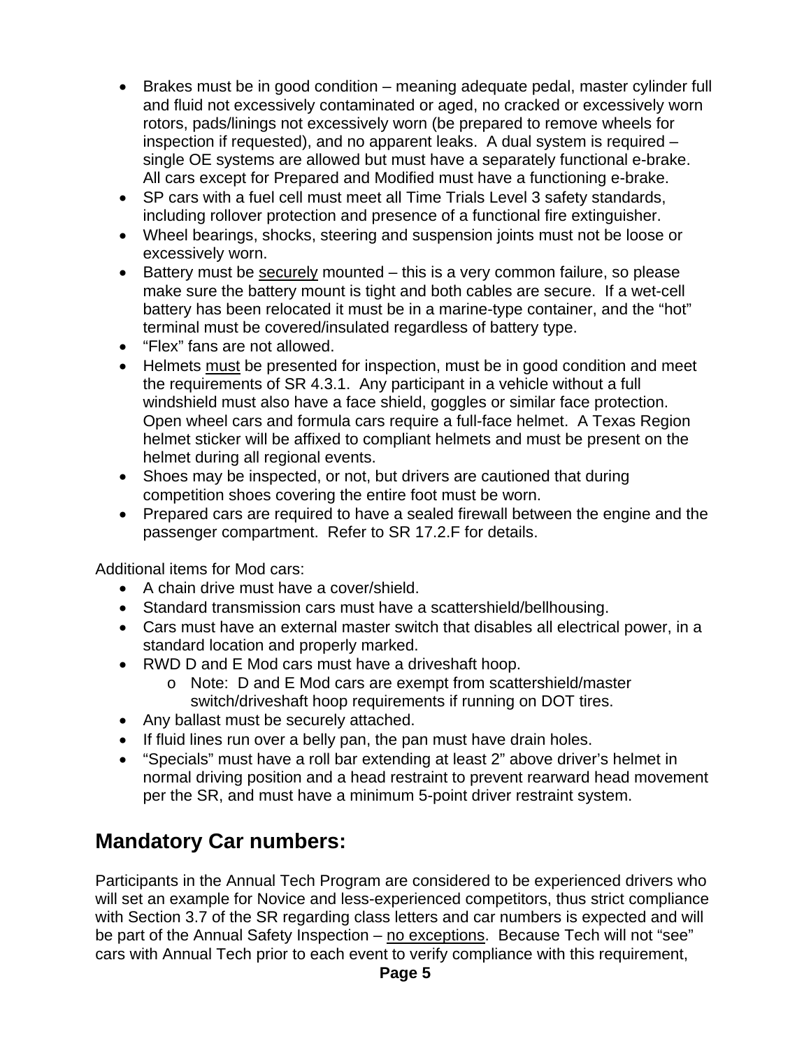- Brakes must be in good condition – meaning adequate pedal, master cylinder full and fluid not excessively contaminated or aged, no cracked or excessively worn rotors, pads/linings not excessively worn (be prepared to remove wheels for inspection if requested), and no apparent leaks. A dual system is required – single OE systems are allowed but must have a separately functional e-brake. All cars except for Prepared and Modified must have a functioning e-brake.
- SP cars with a fuel cell must meet all Time Trials Level 3 safety standards, including rollover protection and presence of a functional fire extinguisher.
- Wheel bearings, shocks, steering and suspension joints must not be loose or excessively worn.
- Battery must be <u>securely</u> mounted – this is a very common failure, so please make sure the battery mount is tight and both cables are secure. If a wet-cell battery has been relocated it must be in a marine-type container, and the "hot" terminal must be covered/insulated regardless of battery type.
- "Flex" fans are not allowed.
- Helmets <u>must</u> be presented for inspection, must be in good condition and meet the requirements of SR 4.3.1. Any participant in a vehicle without a full windshield must also have a face shield, goggles or similar face protection. Open wheel cars and formula cars require a full-face helmet. A Texas Region helmet sticker will be affixed to compliant helmets and must be present on the helmet during all regional events.
- Shoes may be inspected, or not, but drivers are cautioned that during competition shoes covering the entire foot must be worn.
- Prepared cars are required to have a sealed firewall between the engine and the passenger compartment. Refer to SR 17.2.F for details.

Additional items for Mod cars:

- A chain drive must have a cover/shield.
- Standard transmission cars must have a scattershield/bellhousing.
- Cars must have an external master switch that disables all electrical power, in a standard location and properly marked.
- RWD D and E Mod cars must have a driveshaft hoop.
  - Note: D and E Mod cars are exempt from scattershield/master switch/driveshaft hoop requirements if running on DOT tires.
- Any ballast must be securely attached.
- If fluid lines run over a belly pan, the pan must have drain holes.
- "Specials" must have a roll bar extending at least 2" above driver's helmet in normal driving position and a head restraint to prevent rearward head movement per the SR, and must have a minimum 5-point driver restraint system.

## Mandatory Car numbers:

Participants in the Annual Tech Program are considered to be experienced drivers who will set an example for Novice and less-experienced competitors, thus strict compliance with Section 3.7 of the SR regarding class letters and car numbers is expected and will be part of the Annual Safety Inspection – <u>no exceptions</u>. Because Tech will not "see" cars with Annual Tech prior to each event to verify compliance with this requirement,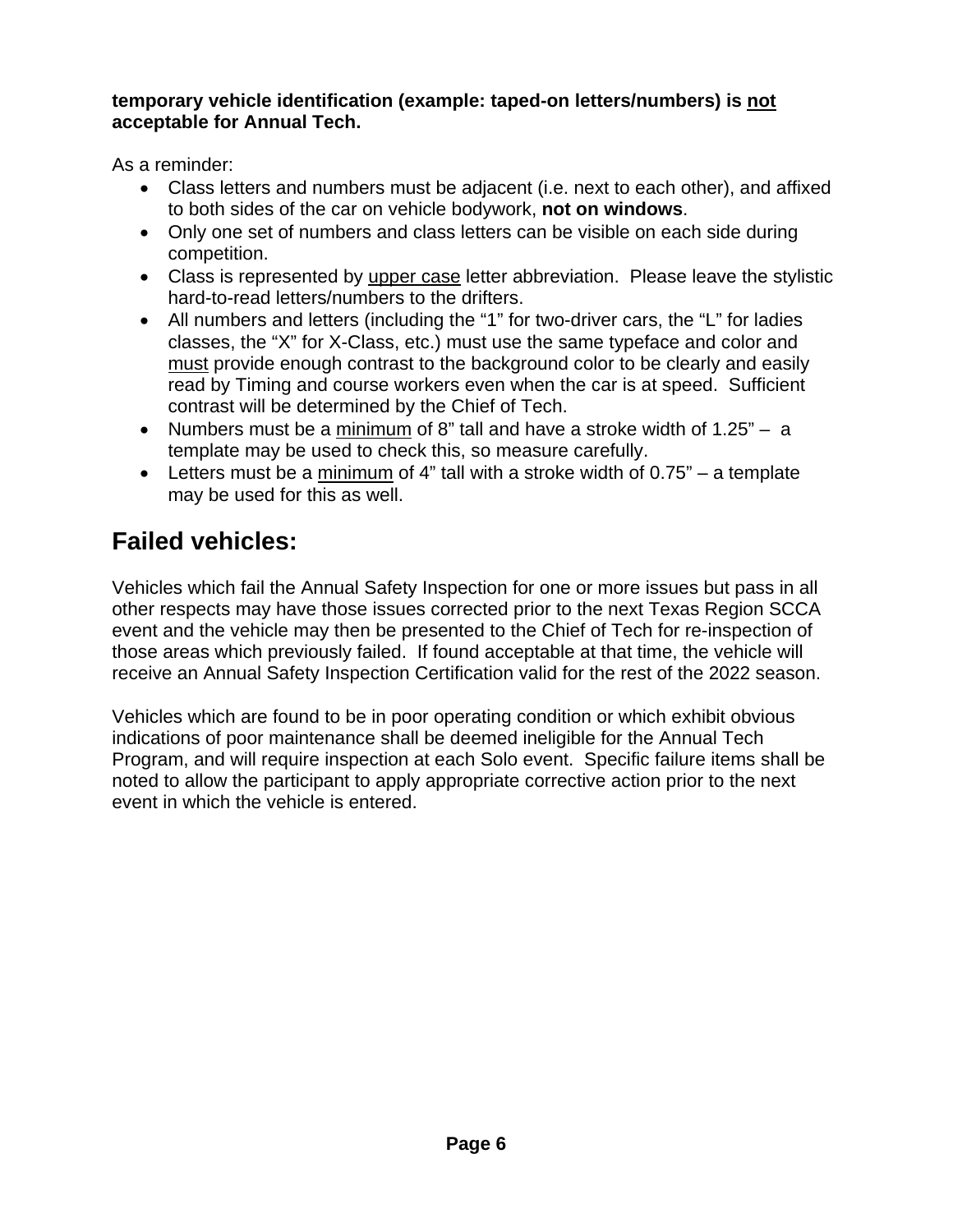**temporary vehicle identification (example: taped-on letters/numbers) is <u>not</u> acceptable for Annual Tech.**

As a reminder:

- Class letters and numbers must be adjacent (i.e. next to each other), and affixed to both sides of the car on vehicle bodywork, **not on windows**.
- Only one set of numbers and class letters can be visible on each side during competition.
- Class is represented by <u>upper case</u> letter abbreviation. Please leave the stylistic hard-to-read letters/numbers to the drifters.
- All numbers and letters (including the "1" for two-driver cars, the "L" for ladies classes, the "X" for X-Class, etc.) must use the same typeface and color and <u>must</u> provide enough contrast to the background color to be clearly and easily read by Timing and course workers even when the car is at speed. Sufficient contrast will be determined by the Chief of Tech.
- Numbers must be a <u>minimum</u> of 8" tall and have a stroke width of 1.25" – a template may be used to check this, so measure carefully.
- Letters must be a <u>minimum</u> of 4" tall with a stroke width of 0.75" – a template may be used for this as well.

## Failed vehicles:

Vehicles which fail the Annual Safety Inspection for one or more issues but pass in all other respects may have those issues corrected prior to the next Texas Region SCCA event and the vehicle may then be presented to the Chief of Tech for re-inspection of those areas which previously failed. If found acceptable at that time, the vehicle will receive an Annual Safety Inspection Certification valid for the rest of the 2022 season.

Vehicles which are found to be in poor operating condition or which exhibit obvious indications of poor maintenance shall be deemed ineligible for the Annual Tech Program, and will require inspection at each Solo event. Specific failure items shall be noted to allow the participant to apply appropriate corrective action prior to the next event in which the vehicle is entered.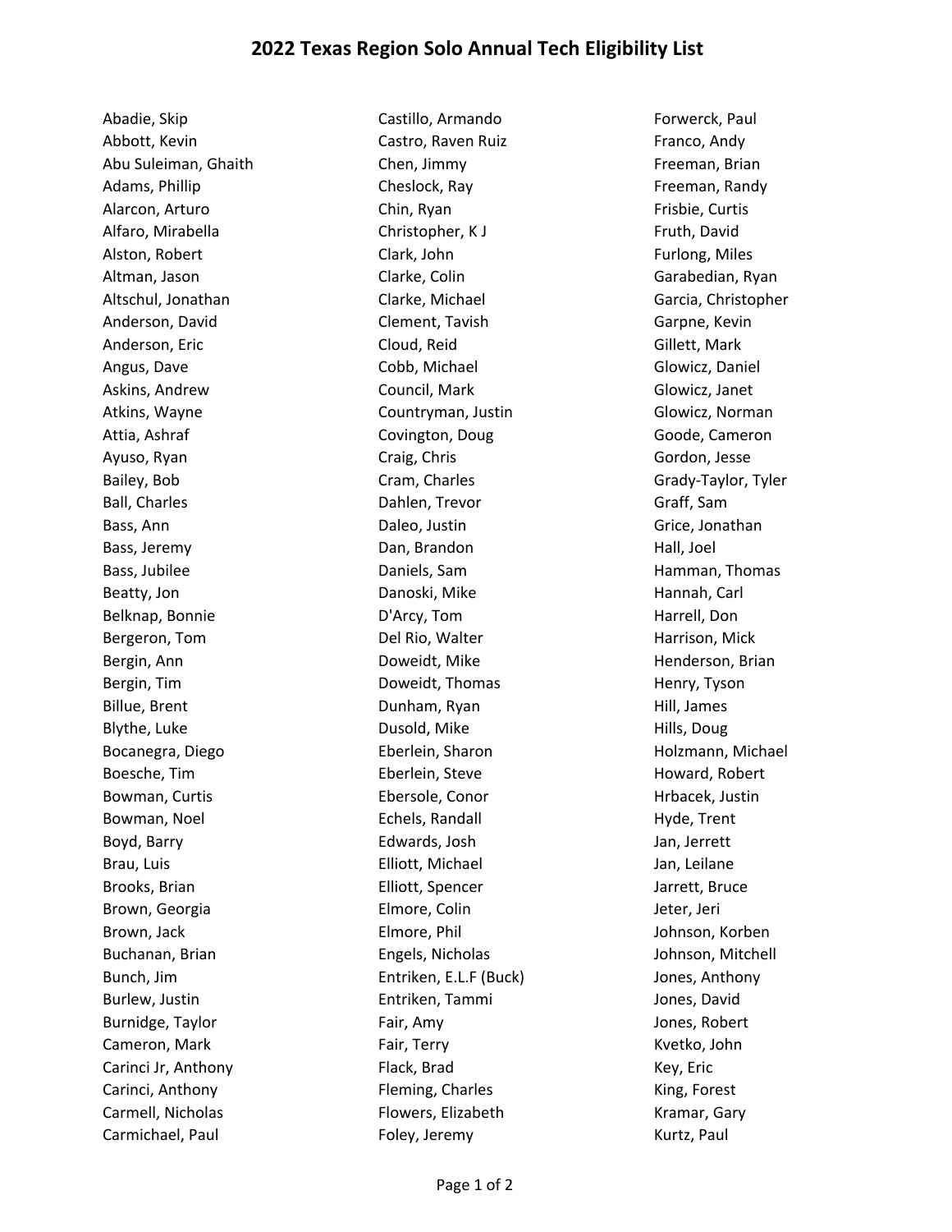# 2022 Texas Region Solo Annual Tech Eligibility List

Abadie, Skip
Abbott, Kevin
Abu Suleiman, Ghaith
Adams, Phillip
Alarcon, Arturo
Alfaro, Mirabella
Alston, Robert
Altman, Jason
Altschul, Jonathan
Anderson, David
Anderson, Eric
Angus, Dave
Askins, Andrew
Atkins, Wayne
Attia, Ashraf
Ayuso, Ryan
Bailey, Bob
Ball, Charles
Bass, Ann
Bass, Jeremy
Bass, Jubilee
Beatty, Jon
Belknap, Bonnie
Bergeron, Tom
Bergin, Ann
Bergin, Tim
Billue, Brent
Blythe, Luke
Bocanegra, Diego
Boesche, Tim
Bowman, Curtis
Bowman, Noel
Boyd, Barry
Brau, Luis
Brooks, Brian
Brown, Georgia
Brown, Jack
Buchanan, Brian
Bunch, Jim
Burlew, Justin
Burnidge, Taylor
Cameron, Mark
Carinci Jr, Anthony
Carinci, Anthony
Carmell, Nicholas
Carmichael, Paul
Castillo, Armando
Castro, Raven Ruiz
Chen, Jimmy
Cheslock, Ray
Chin, Ryan
Christopher, K J
Clark, John
Clarke, Colin
Clarke, Michael
Clement, Tavish
Cloud, Reid
Cobb, Michael
Council, Mark
Countryman, Justin
Covington, Doug
Craig, Chris
Cram, Charles
Dahlen, Trevor
Daleo, Justin
Dan, Brandon
Daniels, Sam
Danoski, Mike
D'Arcy, Tom
Del Rio, Walter
Doweidt, Mike
Doweidt, Thomas
Dunham, Ryan
Dusold, Mike
Eberlein, Sharon
Eberlein, Steve
Ebersole, Conor
Echels, Randall
Edwards, Josh
Elliott, Michael
Elliott, Spencer
Elmore, Colin
Elmore, Phil
Engels, Nicholas
Entriken, E.L.F (Buck)
Entriken, Tammi
Fair, Amy
Fair, Terry
Flack, Brad
Fleming, Charles
Flowers, Elizabeth
Foley, Jeremy
Forwerck, Paul
Franco, Andy
Freeman, Brian
Freeman, Randy
Frisbie, Curtis
Fruth, David
Furlong, Miles
Garabedian, Ryan
Garcia, Christopher
Garpne, Kevin
Gillett, Mark
Glowicz, Daniel
Glowicz, Janet
Glowicz, Norman
Goode, Cameron
Gordon, Jesse
Grady-Taylor, Tyler
Graff, Sam
Grice, Jonathan
Hall, Joel
Hamman, Thomas
Hannah, Carl
Harrell, Don
Harrison, Mick
Henderson, Brian
Henry, Tyson
Hill, James
Hills, Doug
Holzmann, Michael
Howard, Robert
Hrbacek, Justin
Hyde, Trent
Jan, Jerrett
Jan, Leilane
Jarrett, Bruce
Jeter, Jeri
Johnson, Korben
Johnson, Mitchell
Jones, Anthony
Jones, David
Jones, Robert
Kvetko, John
Key, Eric
King, Forest
Kramar, Gary
Kurtz, Paul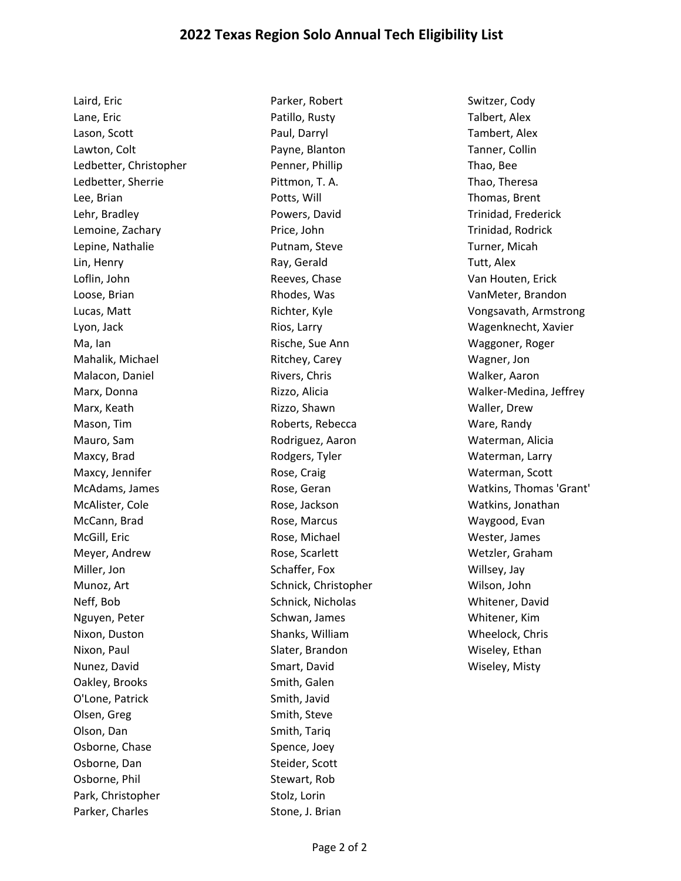# 2022 Texas Region Solo Annual Tech Eligibility List

Laird, Eric
Lane, Eric
Lason, Scott
Lawton, Colt
Ledbetter, Christopher
Ledbetter, Sherrie
Lee, Brian
Lehr, Bradley
Lemoine, Zachary
Lepine, Nathalie
Lin, Henry
Loflin, John
Loose, Brian
Lucas, Matt
Lyon, Jack
Ma, Ian
Mahalik, Michael
Malacon, Daniel
Marx, Donna
Marx, Keath
Mason, Tim
Mauro, Sam
Maxcy, Brad
Maxcy, Jennifer
McAdams, James
McAlister, Cole
McCann, Brad
McGill, Eric
Meyer, Andrew
Miller, Jon
Munoz, Art
Neff, Bob
Nguyen, Peter
Nixon, Duston
Nixon, Paul
Nunez, David
Oakley, Brooks
O'Lone, Patrick
Olsen, Greg
Olson, Dan
Osborne, Chase
Osborne, Dan
Osborne, Phil
Park, Christopher
Parker, Charles
Parker, Robert
Patillo, Rusty
Paul, Darryl
Payne, Blanton
Penner, Phillip
Pittmon, T. A.
Potts, Will
Powers, David
Price, John
Putnam, Steve
Ray, Gerald
Reeves, Chase
Rhodes, Was
Richter, Kyle
Rios, Larry
Rische, Sue Ann
Ritchey, Carey
Rivers, Chris
Rizzo, Alicia
Rizzo, Shawn
Roberts, Rebecca
Rodriguez, Aaron
Rodgers, Tyler
Rose, Craig
Rose, Geran
Rose, Jackson
Rose, Marcus
Rose, Michael
Rose, Scarlett
Schaffer, Fox
Schnick, Christopher
Schnick, Nicholas
Schwan, James
Shanks, William
Slater, Brandon
Smart, David
Smith, Galen
Smith, Javid
Smith, Steve
Smith, Tariq
Spence, Joey
Steider, Scott
Stewart, Rob
Stolz, Lorin
Stone, J. Brian
Switzer, Cody
Talbert, Alex
Tambert, Alex
Tanner, Collin
Thao, Bee
Thao, Theresa
Thomas, Brent
Trinidad, Frederick
Trinidad, Rodrick
Turner, Micah
Tutt, Alex
Van Houten, Erick
VanMeter, Brandon
Vongsavath, Armstrong
Wagenknecht, Xavier
Waggoner, Roger
Wagner, Jon
Walker, Aaron
Walker-Medina, Jeffrey
Waller, Drew
Ware, Randy
Waterman, Alicia
Waterman, Larry
Waterman, Scott
Watkins, Thomas 'Grant'
Watkins, Jonathan
Waygood, Evan
Wester, James
Wetzler, Graham
Willsey, Jay
Wilson, John
Whitener, David
Whitener, Kim
Wheelock, Chris
Wiseley, Ethan
Wiseley, Misty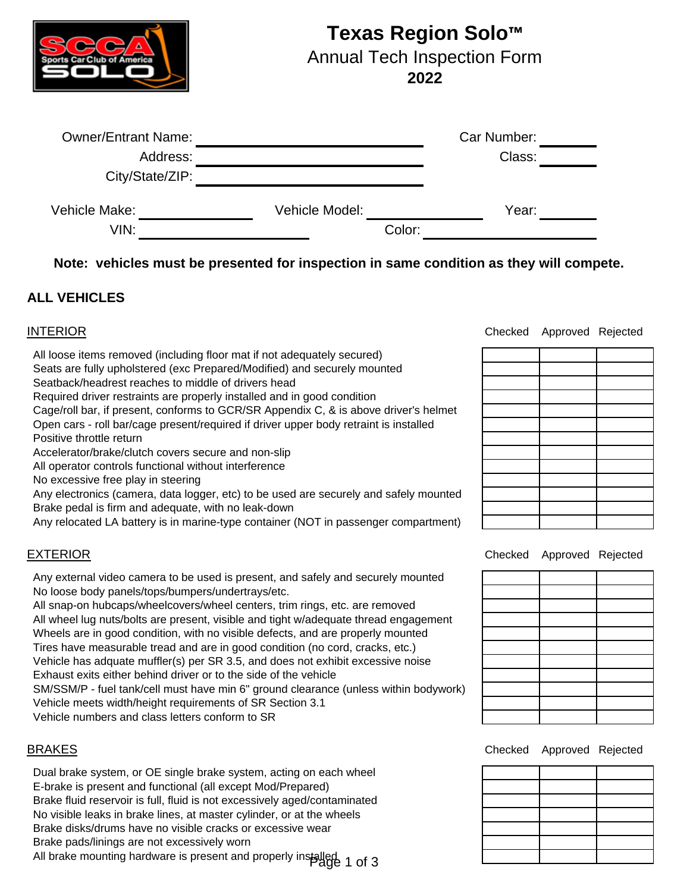# Texas Region Solo™

## Annual Tech Inspection Form

**2022**

Owner/Entrant Name: ______________________ Car Number: ________

Address: ______________________ Class: ________

City/State/ZIP: ______________________

Vehicle Make: ____________ Vehicle Model: ____________ Year: ________

VIN: ________________ Color: ________________

**Note: vehicles must be presented for inspection in same condition as they will compete.**

## ALL VEHICLES

### INTERIOR

| Item | Checked | Approved | Rejected |
|---|---|---|---|
| All loose items removed (including floor mat if not adequately secured) | | | |
| Seats are fully upholstered (exc Prepared/Modified) and securely mounted | | | |
| Seatback/headrest reaches to middle of drivers head | | | |
| Required driver restraints are properly installed and in good condition | | | |
| Cage/roll bar, if present, conforms to GCR/SR Appendix C, & is above driver's helmet | | | |
| Open cars - roll bar/cage present/required if driver upper body retraint is installed | | | |
| Positive throttle return | | | |
| Accelerator/brake/clutch covers secure and non-slip | | | |
| All operator controls functional without interference | | | |
| No excessive free play in steering | | | |
| Any electronics (camera, data logger, etc) to be used are securely and safely mounted | | | |
| Brake pedal is firm and adequate, with no leak-down | | | |
| Any relocated LA battery is in marine-type container (NOT in passenger compartment) | | | |

### EXTERIOR

| Item | Checked | Approved | Rejected |
|---|---|---|---|
| Any external video camera to be used is present, and safely and securely mounted | | | |
| No loose body panels/tops/bumpers/undertrays/etc. | | | |
| All snap-on hubcaps/wheelcovers/wheel centers, trim rings, etc. are removed | | | |
| All wheel lug nuts/bolts are present, visible and tight w/adequate thread engagement | | | |
| Wheels are in good condition, with no visible defects, and are properly mounted | | | |
| Tires have measurable tread and are in good condition (no cord, cracks, etc.) | | | |
| Vehicle has adquate muffler(s) per SR 3.5, and does not exhibit excessive noise | | | |
| Exhaust exits either behind driver or to the side of the vehicle | | | |
| SM/SSM/P - fuel tank/cell must have min 6" ground clearance (unless within bodywork) | | | |
| Vehicle meets width/height requirements of SR Section 3.1 | | | |
| Vehicle numbers and class letters conform to SR | | | |

### BRAKES

| Item | Checked | Approved | Rejected |
|---|---|---|---|
| Dual brake system, or OE single brake system, acting on each wheel | | | |
| E-brake is present and functional (all except Mod/Prepared) | | | |
| Brake fluid reservoir is full, fluid is not excessively aged/contaminated | | | |
| No visible leaks in brake lines, at master cylinder, or at the wheels | | | |
| Brake disks/drums have no visible cracks or excessive wear | | | |
| Brake pads/linings are not excessively worn | | | |
| All brake mounting hardware is present and properly installed | | | |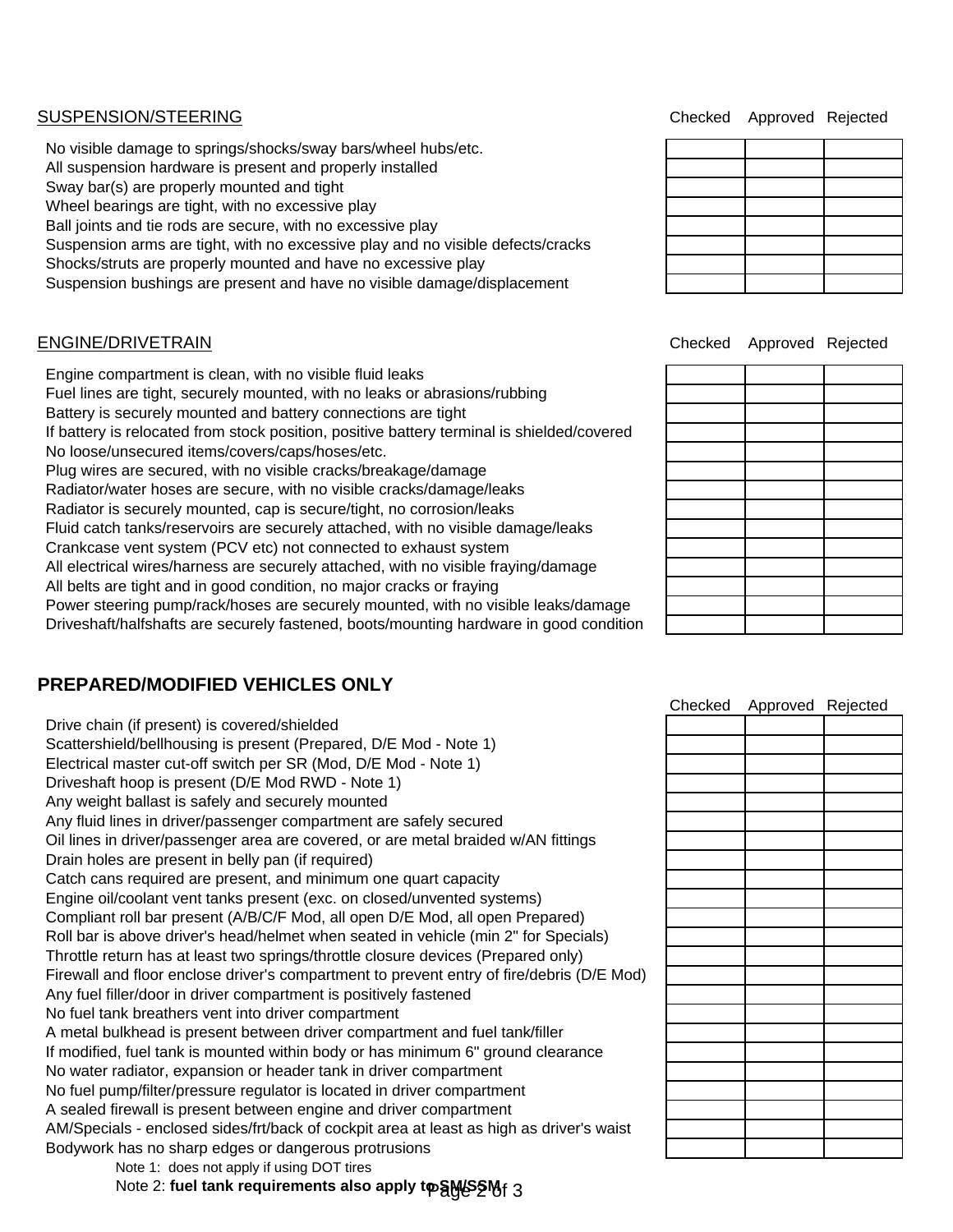## SUSPENSION/STEERING

| | Checked | Approved | Rejected |
|---|---|---|---|
| No visible damage to springs/shocks/sway bars/wheel hubs/etc. | | | |
| All suspension hardware is present and properly installed | | | |
| Sway bar(s) are properly mounted and tight | | | |
| Wheel bearings are tight, with no excessive play | | | |
| Ball joints and tie rods are secure, with no excessive play | | | |
| Suspension arms are tight, with no excessive play and no visible defects/cracks | | | |
| Shocks/struts are properly mounted and have no excessive play | | | |
| Suspension bushings are present and have no visible damage/displacement | | | |

## ENGINE/DRIVETRAIN

| | Checked | Approved | Rejected |
|---|---|---|---|
| Engine compartment is clean, with no visible fluid leaks | | | |
| Fuel lines are tight, securely mounted, with no leaks or abrasions/rubbing | | | |
| Battery is securely mounted and battery connections are tight | | | |
| If battery is relocated from stock position, positive battery terminal is shielded/covered | | | |
| No loose/unsecured items/covers/caps/hoses/etc. | | | |
| Plug wires are secured, with no visible cracks/breakage/damage | | | |
| Radiator/water hoses are secure, with no visible cracks/damage/leaks | | | |
| Radiator is securely mounted, cap is secure/tight, no corrosion/leaks | | | |
| Fluid catch tanks/reservoirs are securely attached, with no visible damage/leaks | | | |
| Crankcase vent system (PCV etc) not connected to exhaust system | | | |
| All electrical wires/harness are securely attached, with no visible fraying/damage | | | |
| All belts are tight and in good condition, no major cracks or fraying | | | |
| Power steering pump/rack/hoses are securely mounted, with no visible leaks/damage | | | |
| Driveshaft/halfshafts are securely fastened, boots/mounting hardware in good condition | | | |

## PREPARED/MODIFIED VEHICLES ONLY

| | Checked | Approved | Rejected |
|---|---|---|---|
| Drive chain (if present) is covered/shielded | | | |
| Scattershield/bellhousing is present (Prepared, D/E Mod - Note 1) | | | |
| Electrical master cut-off switch per SR (Mod, D/E Mod - Note 1) | | | |
| Driveshaft hoop is present (D/E Mod RWD - Note 1) | | | |
| Any weight ballast is safely and securely mounted | | | |
| Any fluid lines in driver/passenger compartment are safely secured | | | |
| Oil lines in driver/passenger area are covered, or are metal braided w/AN fittings | | | |
| Drain holes are present in belly pan (if required) | | | |
| Catch cans required are present, and minimum one quart capacity | | | |
| Engine oil/coolant vent tanks present (exc. on closed/unvented systems) | | | |
| Compliant roll bar present (A/B/C/F Mod, all open D/E Mod, all open Prepared) | | | |
| Roll bar is above driver's head/helmet when seated in vehicle (min 2" for Specials) | | | |
| Throttle return has at least two springs/throttle closure devices (Prepared only) | | | |
| Firewall and floor enclose driver's compartment to prevent entry of fire/debris (D/E Mod) | | | |
| Any fuel filler/door in driver compartment is positively fastened | | | |
| No fuel tank breathers vent into driver compartment | | | |
| A metal bulkhead is present between driver compartment and fuel tank/filler | | | |
| If modified, fuel tank is mounted within body or has minimum 6" ground clearance | | | |
| No water radiator, expansion or header tank in driver compartment | | | |
| No fuel pump/filter/pressure regulator is located in driver compartment | | | |
| A sealed firewall is present between engine and driver compartment | | | |
| AM/Specials - enclosed sides/frt/back of cockpit area at least as high as driver's waist | | | |
| Bodywork has no sharp edges or dangerous protrusions | | | |

Note 1: does not apply if using DOT tires

Note 2: **fuel tank requirements also apply to SM/SSM**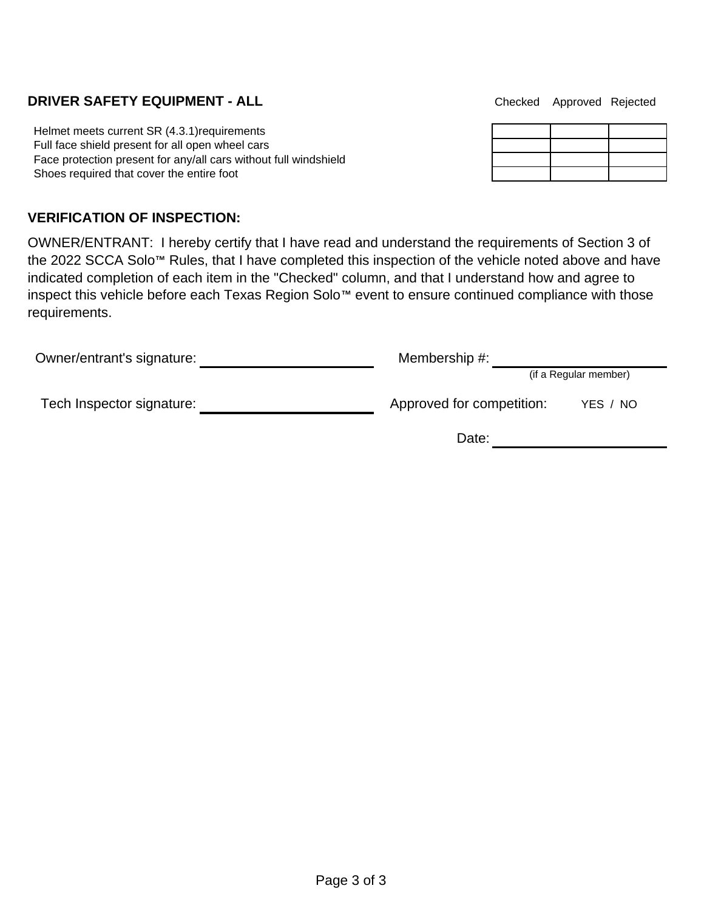## DRIVER SAFETY EQUIPMENT - ALL

| | Checked | Approved | Rejected |
|---|---|---|---|
| Helmet meets current SR (4.3.1)requirements | | | |
| Full face shield present for all open wheel cars | | | |
| Face protection present for any/all cars without full windshield | | | |
| Shoes required that cover the entire foot | | | |

## VERIFICATION OF INSPECTION:

OWNER/ENTRANT: I hereby certify that I have read and understand the requirements of Section 3 of the 2022 SCCA Solo™ Rules, that I have completed this inspection of the vehicle noted above and have indicated completion of each item in the "Checked" column, and that I understand how and agree to inspect this vehicle before each Texas Region Solo™ event to ensure continued compliance with those requirements.

Owner/entrant's signature: ______________________ Membership #: ______________________
(if a Regular member)

Tech Inspector signature: ______________________ Approved for competition: YES / NO

Date: ______________________